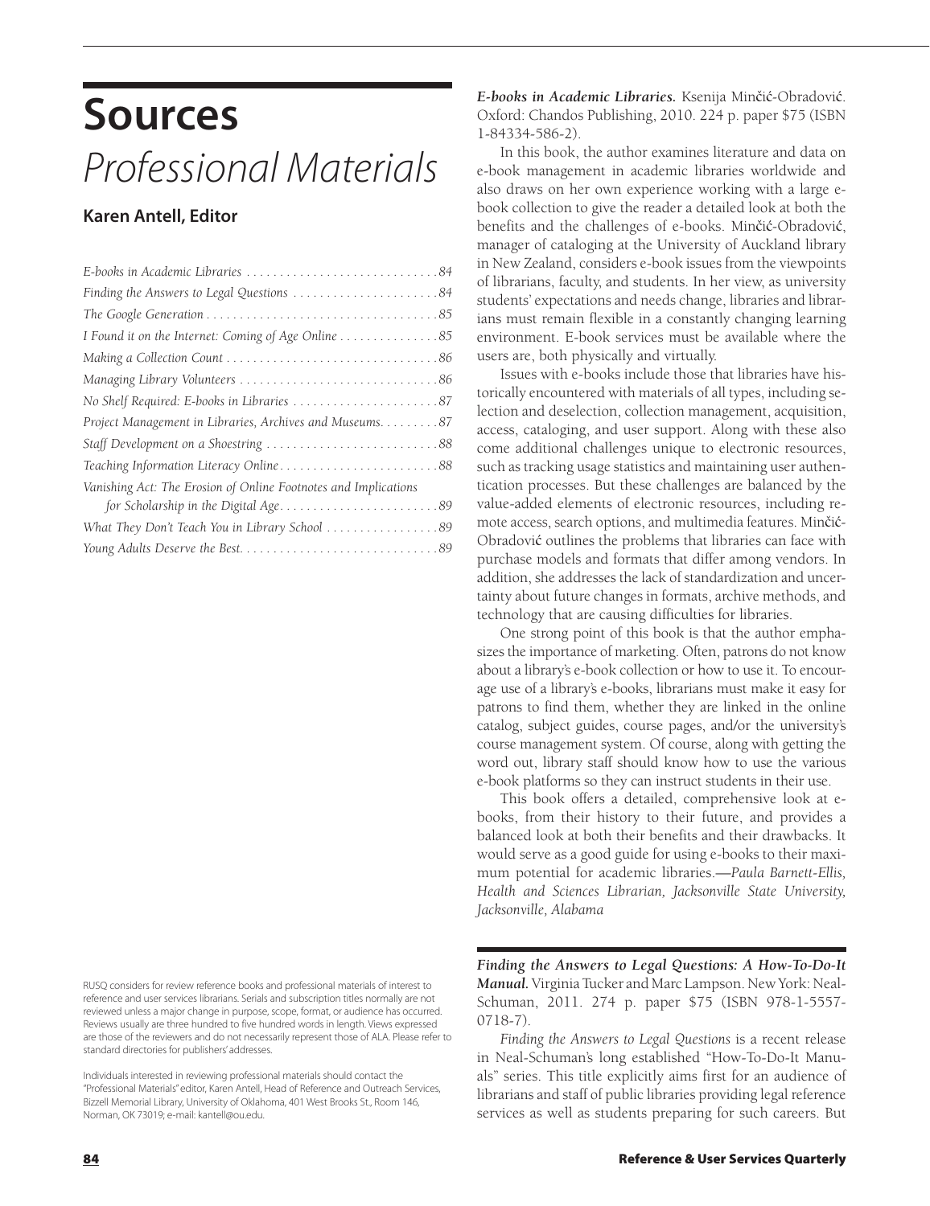# Sources

## *Professional Materials*

### Karen Antell, Editor

*E-books in Academic Libraries* . . . . . . . . . . . . . . . . . . . . . . . . . . . . . 84
*Finding the Answers to Legal Questions* . . . . . . . . . . . . . . . . . . . . . . 84
*The Google Generation* . . . . . . . . . . . . . . . . . . . . . . . . . . . . . . . . . . . 85
*I Found it on the Internet: Coming of Age Online* . . . . . . . . . . . . . . . 85
*Making a Collection Count* . . . . . . . . . . . . . . . . . . . . . . . . . . . . . . . . 86
*Managing Library Volunteers* . . . . . . . . . . . . . . . . . . . . . . . . . . . . . . 86
*No Shelf Required: E-books in Libraries* . . . . . . . . . . . . . . . . . . . . . . 87
*Project Management in Libraries, Archives and Museums* . . . . . . . . . 87
*Staff Development on a Shoestring* . . . . . . . . . . . . . . . . . . . . . . . . . . 88
*Teaching Information Literacy Online* . . . . . . . . . . . . . . . . . . . . . . . . 88
*Vanishing Act: The Erosion of Online Footnotes and Implications for Scholarship in the Digital Age* . . . . . . . . . . . . . . . . . . . . . . . . 89
*What They Don't Teach You in Library School* . . . . . . . . . . . . . . . . . 89
*Young Adults Deserve the Best* . . . . . . . . . . . . . . . . . . . . . . . . . . . . . 89

RUSQ considers for review reference books and professional materials of interest to reference and user services librarians. Serials and subscription titles normally are not reviewed unless a major change in purpose, scope, format, or audience has occurred. Reviews usually are three hundred to five hundred words in length. Views expressed are those of the reviewers and do not necessarily represent those of ALA. Please refer to standard directories for publishers' addresses.

Individuals interested in reviewing professional materials should contact the "Professional Materials" editor, Karen Antell, Head of Reference and Outreach Services, Bizzell Memorial Library, University of Oklahoma, 401 West Brooks St., Room 146, Norman, OK 73019; e-mail: kantell@ou.edu.

***E-books in Academic Libraries.*** Ksenija Minčić-Obradović. Oxford: Chandos Publishing, 2010. 224 p. paper $75 (ISBN 1-84334-586-2).

In this book, the author examines literature and data on e-book management in academic libraries worldwide and also draws on her own experience working with a large e-book collection to give the reader a detailed look at both the benefits and the challenges of e-books. Minčić-Obradović, manager of cataloging at the University of Auckland library in New Zealand, considers e-book issues from the viewpoints of librarians, faculty, and students. In her view, as university students' expectations and needs change, libraries and librarians must remain flexible in a constantly changing learning environment. E-book services must be available where the users are, both physically and virtually.

Issues with e-books include those that libraries have historically encountered with materials of all types, including selection and deselection, collection management, acquisition, access, cataloging, and user support. Along with these also come additional challenges unique to electronic resources, such as tracking usage statistics and maintaining user authentication processes. But these challenges are balanced by the value-added elements of electronic resources, including remote access, search options, and multimedia features. Minčić-Obradović outlines the problems that libraries can face with purchase models and formats that differ among vendors. In addition, she addresses the lack of standardization and uncertainty about future changes in formats, archive methods, and technology that are causing difficulties for libraries.

One strong point of this book is that the author emphasizes the importance of marketing. Often, patrons do not know about a library's e-book collection or how to use it. To encourage use of a library's e-books, librarians must make it easy for patrons to find them, whether they are linked in the online catalog, subject guides, course pages, and/or the university's course management system. Of course, along with getting the word out, library staff should know how to use the various e-book platforms so they can instruct students in their use.

This book offers a detailed, comprehensive look at e-books, from their history to their future, and provides a balanced look at both their benefits and their drawbacks. It would serve as a good guide for using e-books to their maximum potential for academic libraries.—*Paula Barnett-Ellis, Health and Sciences Librarian, Jacksonville State University, Jacksonville, Alabama*

***Finding the Answers to Legal Questions: A How-To-Do-It Manual.*** Virginia Tucker and Marc Lampson. New York: Neal-Schuman, 2011. 274 p. paper $75 (ISBN 978-1-5557-0718-7).

*Finding the Answers to Legal Questions* is a recent release in Neal-Schuman's long established "How-To-Do-It Manuals" series. This title explicitly aims first for an audience of librarians and staff of public libraries providing legal reference services as well as students preparing for such careers. But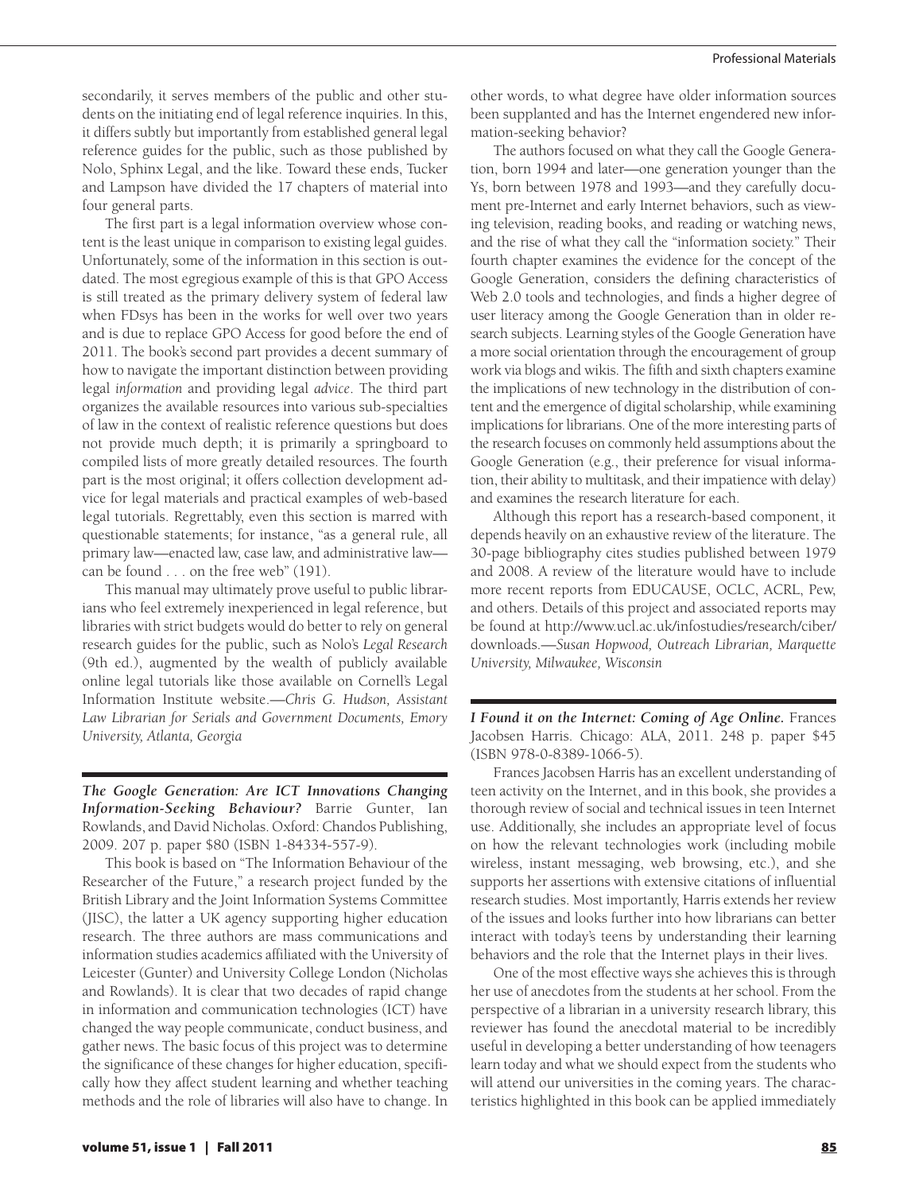secondarily, it serves members of the public and other students on the initiating end of legal reference inquiries. In this, it differs subtly but importantly from established general legal reference guides for the public, such as those published by Nolo, Sphinx Legal, and the like. Toward these ends, Tucker and Lampson have divided the 17 chapters of material into four general parts.

The first part is a legal information overview whose content is the least unique in comparison to existing legal guides. Unfortunately, some of the information in this section is outdated. The most egregious example of this is that GPO Access is still treated as the primary delivery system of federal law when FDsys has been in the works for well over two years and is due to replace GPO Access for good before the end of 2011. The book's second part provides a decent summary of how to navigate the important distinction between providing legal *information* and providing legal *advice*. The third part organizes the available resources into various sub-specialties of law in the context of realistic reference questions but does not provide much depth; it is primarily a springboard to compiled lists of more greatly detailed resources. The fourth part is the most original; it offers collection development advice for legal materials and practical examples of web-based legal tutorials. Regrettably, even this section is marred with questionable statements; for instance, "as a general rule, all primary law—enacted law, case law, and administrative law—can be found . . . on the free web" (191).

This manual may ultimately prove useful to public librarians who feel extremely inexperienced in legal reference, but libraries with strict budgets would do better to rely on general research guides for the public, such as Nolo's *Legal Research* (9th ed.), augmented by the wealth of publicly available online legal tutorials like those available on Cornell's Legal Information Institute website.—*Chris G. Hudson, Assistant Law Librarian for Serials and Government Documents, Emory University, Atlanta, Georgia*

---

***The Google Generation: Are ICT Innovations Changing Information-Seeking Behaviour?*** Barrie Gunter, Ian Rowlands, and David Nicholas. Oxford: Chandos Publishing, 2009. 207 p. paper $80 (ISBN 1-84334-557-9).

This book is based on "The Information Behaviour of the Researcher of the Future," a research project funded by the British Library and the Joint Information Systems Committee (JISC), the latter a UK agency supporting higher education research. The three authors are mass communications and information studies academics affiliated with the University of Leicester (Gunter) and University College London (Nicholas and Rowlands). It is clear that two decades of rapid change in information and communication technologies (ICT) have changed the way people communicate, conduct business, and gather news. The basic focus of this project was to determine the significance of these changes for higher education, specifically how they affect student learning and whether teaching methods and the role of libraries will also have to change. In other words, to what degree have older information sources been supplanted and has the Internet engendered new information-seeking behavior?

The authors focused on what they call the Google Generation, born 1994 and later—one generation younger than the Ys, born between 1978 and 1993—and they carefully document pre-Internet and early Internet behaviors, such as viewing television, reading books, and reading or watching news, and the rise of what they call the "information society." Their fourth chapter examines the evidence for the concept of the Google Generation, considers the defining characteristics of Web 2.0 tools and technologies, and finds a higher degree of user literacy among the Google Generation than in older research subjects. Learning styles of the Google Generation have a more social orientation through the encouragement of group work via blogs and wikis. The fifth and sixth chapters examine the implications of new technology in the distribution of content and the emergence of digital scholarship, while examining implications for librarians. One of the more interesting parts of the research focuses on commonly held assumptions about the Google Generation (e.g., their preference for visual information, their ability to multitask, and their impatience with delay) and examines the research literature for each.

Although this report has a research-based component, it depends heavily on an exhaustive review of the literature. The 30-page bibliography cites studies published between 1979 and 2008. A review of the literature would have to include more recent reports from EDUCAUSE, OCLC, ACRL, Pew, and others. Details of this project and associated reports may be found at http://www.ucl.ac.uk/infostudies/research/ciber/downloads.—*Susan Hopwood, Outreach Librarian, Marquette University, Milwaukee, Wisconsin*

---

***I Found it on the Internet: Coming of Age Online.*** Frances Jacobsen Harris. Chicago: ALA, 2011. 248 p. paper $45 (ISBN 978-0-8389-1066-5).

Frances Jacobsen Harris has an excellent understanding of teen activity on the Internet, and in this book, she provides a thorough review of social and technical issues in teen Internet use. Additionally, she includes an appropriate level of focus on how the relevant technologies work (including mobile wireless, instant messaging, web browsing, etc.), and she supports her assertions with extensive citations of influential research studies. Most importantly, Harris extends her review of the issues and looks further into how librarians can better interact with today's teens by understanding their learning behaviors and the role that the Internet plays in their lives.

One of the most effective ways she achieves this is through her use of anecdotes from the students at her school. From the perspective of a librarian in a university research library, this reviewer has found the anecdotal material to be incredibly useful in developing a better understanding of how teenagers learn today and what we should expect from the students who will attend our universities in the coming years. The characteristics highlighted in this book can be applied immediately